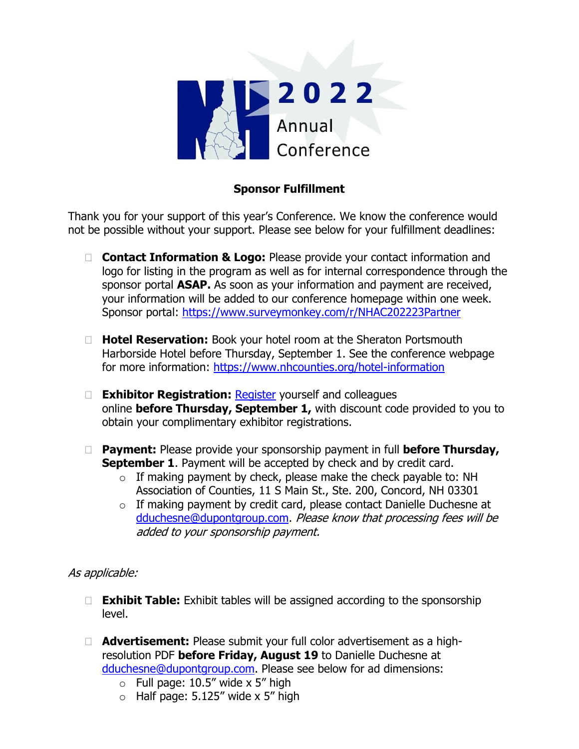2022 Annual Conference

## Sponsor Fulfillment

Thank you for your support of this year's Conference. We know the conference would not be possible without your support. Please see below for your fulfillment deadlines:

- **Contact Information & Logo:** Please provide your contact information and logo for listing in the program as well as for internal correspondence through the sponsor portal **ASAP.** As soon as your information and payment are received, your information will be added to our conference homepage within one week. Sponsor portal: https://www.surveymonkey.com/r/NHAC202223Partner

- **Hotel Reservation:** Book your hotel room at the Sheraton Portsmouth Harborside Hotel before Thursday, September 1. See the conference webpage for more information: https://www.nhcounties.org/hotel-information

- **Exhibitor Registration:** Register yourself and colleagues online **before Thursday, September 1,** with discount code provided to you to obtain your complimentary exhibitor registrations.

- **Payment:** Please provide your sponsorship payment in full **before Thursday, September 1**. Payment will be accepted by check and by credit card.
  - If making payment by check, please make the check payable to: NH Association of Counties, 11 S Main St., Ste. 200, Concord, NH 03301
  - If making payment by credit card, please contact Danielle Duchesne at dduchesne@dupontgroup.com. *Please know that processing fees will be added to your sponsorship payment.*

*As applicable:*

- **Exhibit Table:** Exhibit tables will be assigned according to the sponsorship level.

- **Advertisement:** Please submit your full color advertisement as a high-resolution PDF **before Friday, August 19** to Danielle Duchesne at dduchesne@dupontgroup.com. Please see below for ad dimensions:
  - Full page: 10.5" wide x 5" high
  - Half page: 5.125" wide x 5" high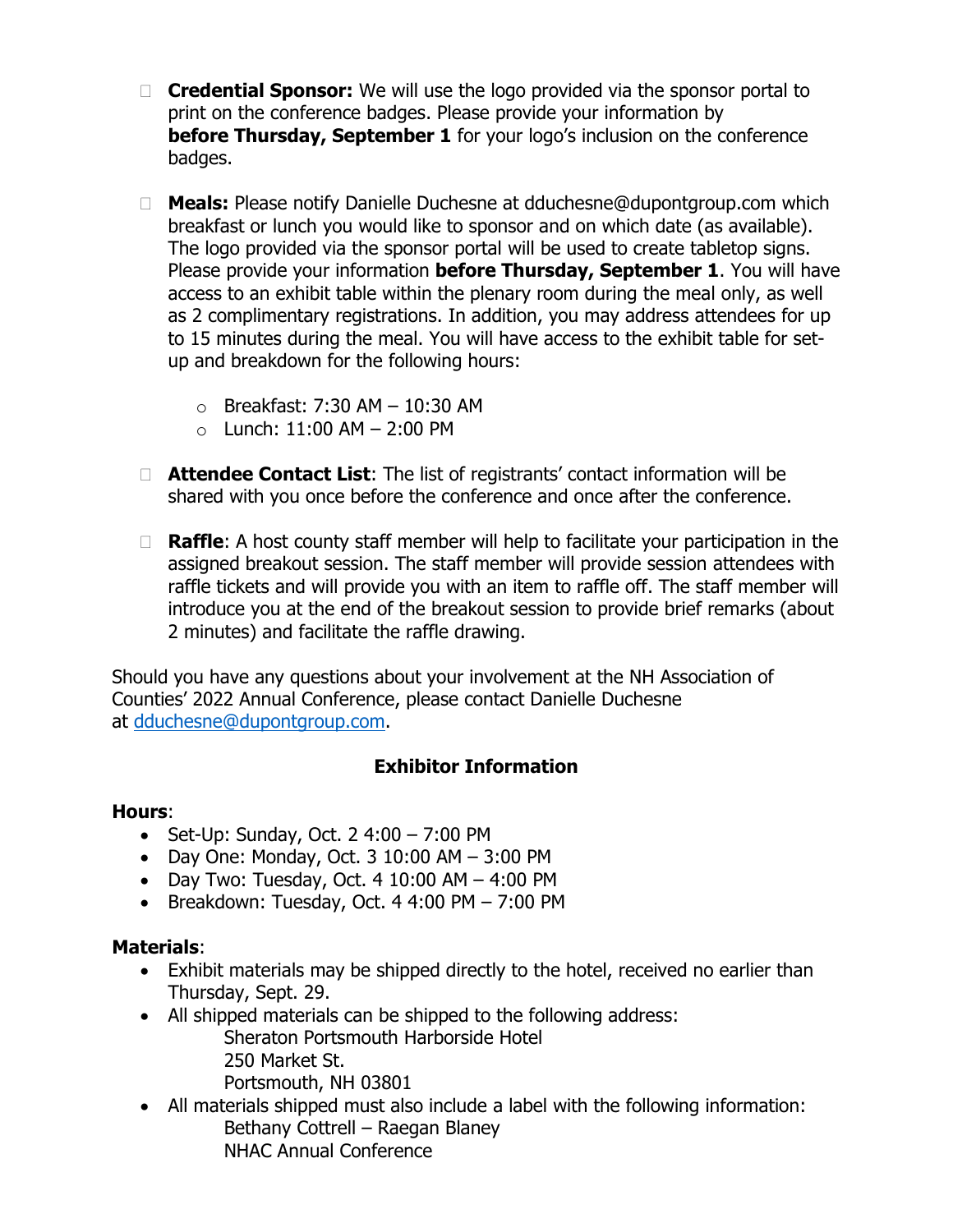- **Credential Sponsor:** We will use the logo provided via the sponsor portal to print on the conference badges. Please provide your information by **before Thursday, September 1** for your logo's inclusion on the conference badges.

- **Meals:** Please notify Danielle Duchesne at dduchesne@dupontgroup.com which breakfast or lunch you would like to sponsor and on which date (as available). The logo provided via the sponsor portal will be used to create tabletop signs. Please provide your information **before Thursday, September 1**. You will have access to an exhibit table within the plenary room during the meal only, as well as 2 complimentary registrations. In addition, you may address attendees for up to 15 minutes during the meal. You will have access to the exhibit table for set-up and breakdown for the following hours:
  - Breakfast: 7:30 AM – 10:30 AM
  - Lunch: 11:00 AM – 2:00 PM

- **Attendee Contact List**: The list of registrants' contact information will be shared with you once before the conference and once after the conference.

- **Raffle**: A host county staff member will help to facilitate your participation in the assigned breakout session. The staff member will provide session attendees with raffle tickets and will provide you with an item to raffle off. The staff member will introduce you at the end of the breakout session to provide brief remarks (about 2 minutes) and facilitate the raffle drawing.

Should you have any questions about your involvement at the NH Association of Counties' 2022 Annual Conference, please contact Danielle Duchesne at dduchesne@dupontgroup.com.

## Exhibitor Information

**Hours**:
- Set-Up: Sunday, Oct. 2 4:00 – 7:00 PM
- Day One: Monday, Oct. 3 10:00 AM – 3:00 PM
- Day Two: Tuesday, Oct. 4 10:00 AM – 4:00 PM
- Breakdown: Tuesday, Oct. 4 4:00 PM – 7:00 PM

**Materials**:
- Exhibit materials may be shipped directly to the hotel, received no earlier than Thursday, Sept. 29.
- All shipped materials can be shipped to the following address:
  Sheraton Portsmouth Harborside Hotel
  250 Market St.
  Portsmouth, NH 03801
- All materials shipped must also include a label with the following information:
  Bethany Cottrell – Raegan Blaney
  NHAC Annual Conference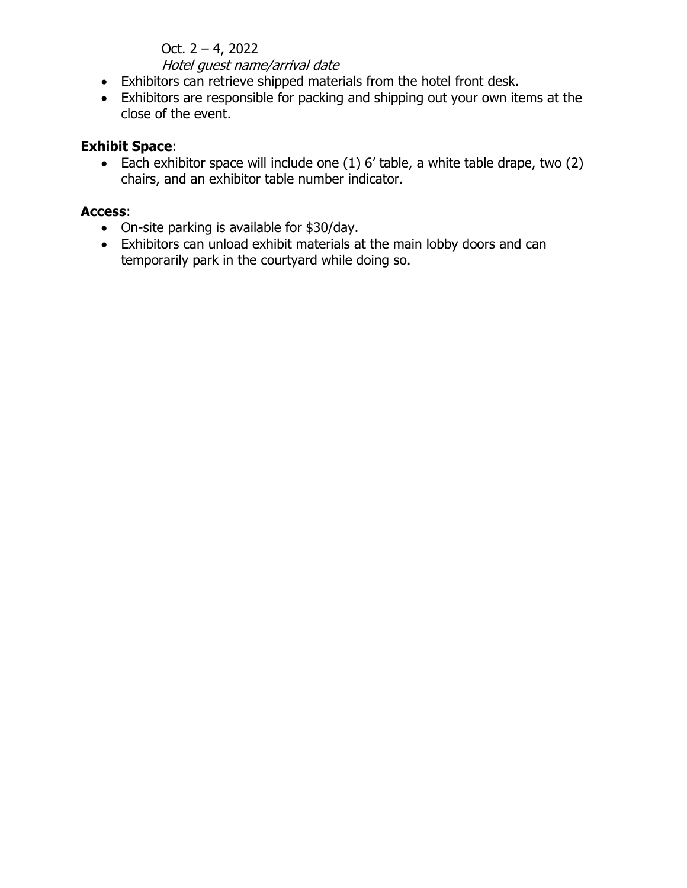Oct. 2 – 4, 2022

*Hotel guest name/arrival date*

- Exhibitors can retrieve shipped materials from the hotel front desk.
- Exhibitors are responsible for packing and shipping out your own items at the close of the event.

**Exhibit Space**:

- Each exhibitor space will include one (1) 6' table, a white table drape, two (2) chairs, and an exhibitor table number indicator.

**Access**:

- On-site parking is available for $30/day.
- Exhibitors can unload exhibit materials at the main lobby doors and can temporarily park in the courtyard while doing so.